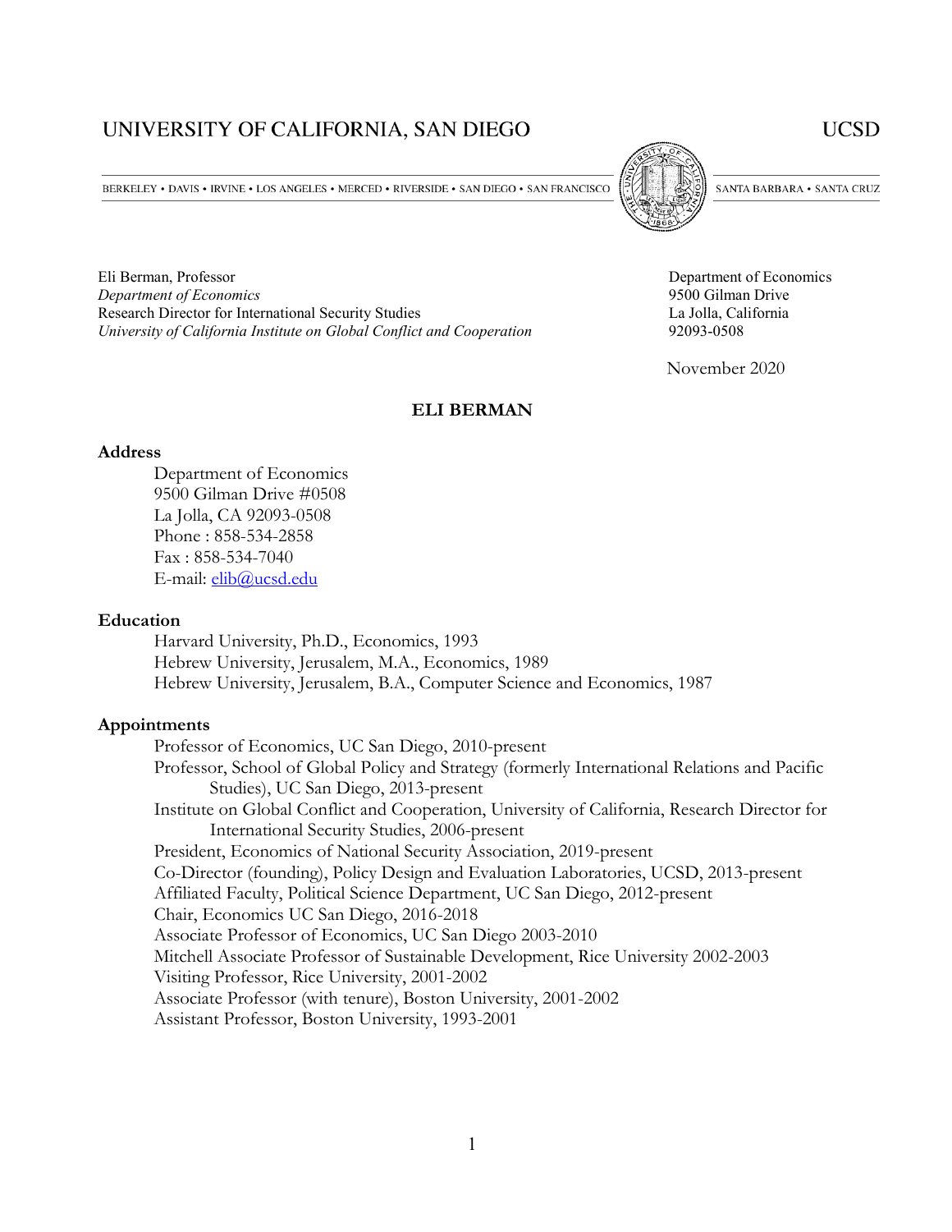UNIVERSITY OF CALIFORNIA, SAN DIEGO    UCSD

BERKELEY • DAVIS • IRVINE • LOS ANGELES • MERCED • RIVERSIDE • SAN DIEGO • SAN FRANCISCO    SANTA BARBARA • SANTA CRUZ

Eli Berman, Professor
*Department of Economics*
Research Director for International Security Studies
*University of California Institute on Global Conflict and Cooperation*

Department of Economics
9500 Gilman Drive
La Jolla, California
92093-0508

November 2020

# ELI BERMAN

## Address

Department of Economics
9500 Gilman Drive #0508
La Jolla, CA 92093-0508
Phone : 858-534-2858
Fax : 858-534-7040
E-mail: elib@ucsd.edu

## Education

Harvard University, Ph.D., Economics, 1993
Hebrew University, Jerusalem, M.A., Economics, 1989
Hebrew University, Jerusalem, B.A., Computer Science and Economics, 1987

## Appointments

Professor of Economics, UC San Diego, 2010-present
Professor, School of Global Policy and Strategy (formerly International Relations and Pacific Studies), UC San Diego, 2013-present
Institute on Global Conflict and Cooperation, University of California, Research Director for International Security Studies, 2006-present
President, Economics of National Security Association, 2019-present
Co-Director (founding), Policy Design and Evaluation Laboratories, UCSD, 2013-present
Affiliated Faculty, Political Science Department, UC San Diego, 2012-present
Chair, Economics UC San Diego, 2016-2018
Associate Professor of Economics, UC San Diego 2003-2010
Mitchell Associate Professor of Sustainable Development, Rice University 2002-2003
Visiting Professor, Rice University, 2001-2002
Associate Professor (with tenure), Boston University, 2001-2002
Assistant Professor, Boston University, 1993-2001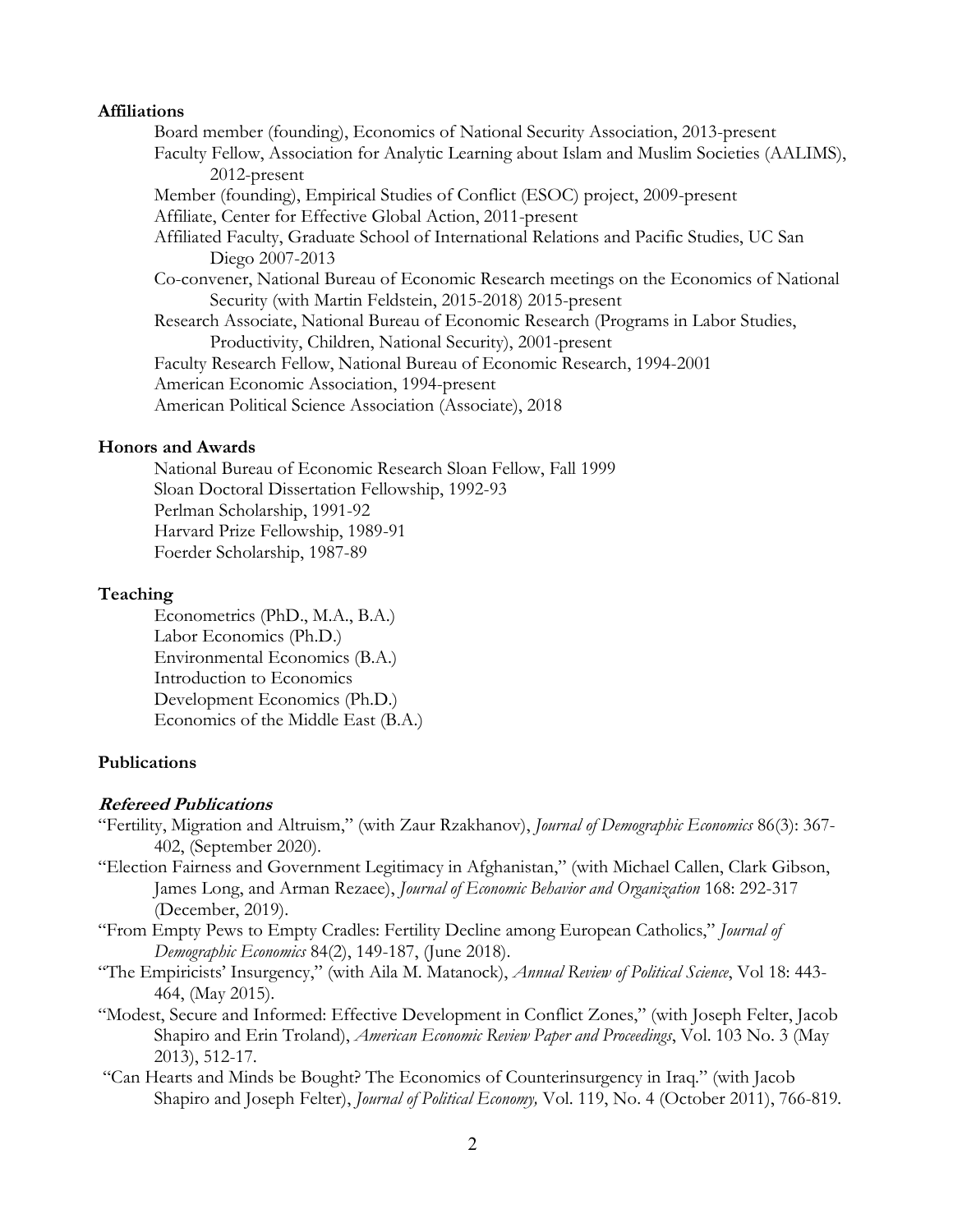**Affiliations**

Board member (founding), Economics of National Security Association, 2013-present
Faculty Fellow, Association for Analytic Learning about Islam and Muslim Societies (AALIMS), 2012-present
Member (founding), Empirical Studies of Conflict (ESOC) project, 2009-present
Affiliate, Center for Effective Global Action, 2011-present
Affiliated Faculty, Graduate School of International Relations and Pacific Studies, UC San Diego 2007-2013
Co-convener, National Bureau of Economic Research meetings on the Economics of National Security (with Martin Feldstein, 2015-2018) 2015-present
Research Associate, National Bureau of Economic Research (Programs in Labor Studies, Productivity, Children, National Security), 2001-present
Faculty Research Fellow, National Bureau of Economic Research, 1994-2001
American Economic Association, 1994-present
American Political Science Association (Associate), 2018

**Honors and Awards**

National Bureau of Economic Research Sloan Fellow, Fall 1999
Sloan Doctoral Dissertation Fellowship, 1992-93
Perlman Scholarship, 1991-92
Harvard Prize Fellowship, 1989-91
Foerder Scholarship, 1987-89

**Teaching**

Econometrics (PhD., M.A., B.A.)
Labor Economics (Ph.D.)
Environmental Economics (B.A.)
Introduction to Economics
Development Economics (Ph.D.)
Economics of the Middle East (B.A.)

**Publications**

***Refereed Publications***

"Fertility, Migration and Altruism," (with Zaur Rzakhanov), *Journal of Demographic Economics* 86(3): 367-402, (September 2020).

"Election Fairness and Government Legitimacy in Afghanistan," (with Michael Callen, Clark Gibson, James Long, and Arman Rezaee), *Journal of Economic Behavior and Organization* 168: 292-317 (December, 2019).

"From Empty Pews to Empty Cradles: Fertility Decline among European Catholics," *Journal of Demographic Economics* 84(2), 149-187, (June 2018).

"The Empiricists' Insurgency," (with Aila M. Matanock), *Annual Review of Political Science*, Vol 18: 443-464, (May 2015).

"Modest, Secure and Informed: Effective Development in Conflict Zones," (with Joseph Felter, Jacob Shapiro and Erin Troland), *American Economic Review Paper and Proceedings*, Vol. 103 No. 3 (May 2013), 512-17.

"Can Hearts and Minds be Bought? The Economics of Counterinsurgency in Iraq." (with Jacob Shapiro and Joseph Felter), *Journal of Political Economy,* Vol. 119, No. 4 (October 2011), 766-819.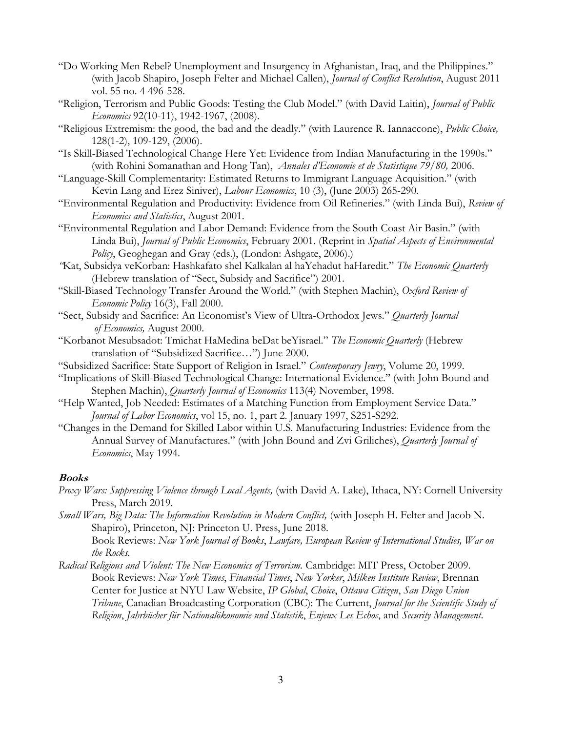"Do Working Men Rebel? Unemployment and Insurgency in Afghanistan, Iraq, and the Philippines." (with Jacob Shapiro, Joseph Felter and Michael Callen), *Journal of Conflict Resolution*, August 2011 vol. 55 no. 4 496-528.

"Religion, Terrorism and Public Goods: Testing the Club Model." (with David Laitin), *Journal of Public Economics* 92(10-11), 1942-1967, (2008).

"Religious Extremism: the good, the bad and the deadly." (with Laurence R. Iannaccone), *Public Choice,* 128(1-2), 109-129, (2006).

"Is Skill-Biased Technological Change Here Yet: Evidence from Indian Manufacturing in the 1990s." (with Rohini Somanathan and Hong Tan), *Annales d'Economie et de Statistique 79/80,* 2006.

"Language-Skill Complementarity: Estimated Returns to Immigrant Language Acquisition." (with Kevin Lang and Erez Siniver), *Labour Economics*, 10 (3), (June 2003) 265-290.

"Environmental Regulation and Productivity: Evidence from Oil Refineries." (with Linda Bui), *Review of Economics and Statistics*, August 2001.

"Environmental Regulation and Labor Demand: Evidence from the South Coast Air Basin." (with Linda Bui), *Journal of Public Economics*, February 2001. (Reprint in *Spatial Aspects of Environmental Policy*, Geoghegan and Gray (eds.), (London: Ashgate, 2006).)

"Kat, Subsidya veKorban: Hashkafato shel Kalkalan al haYehadut haHaredit." *The Economic Quarterly* (Hebrew translation of "Sect, Subsidy and Sacrifice") 2001.

"Skill-Biased Technology Transfer Around the World." (with Stephen Machin), *Oxford Review of Economic Policy* 16(3), Fall 2000.

"Sect, Subsidy and Sacrifice: An Economist's View of Ultra-Orthodox Jews." *Quarterly Journal of Economics,* August 2000.

"Korbanot Mesubsadot: Tmichat HaMedina beDat beYisrael." *The Economic Quarterly* (Hebrew translation of "Subsidized Sacrifice…") June 2000.

"Subsidized Sacrifice: State Support of Religion in Israel." *Contemporary Jewry*, Volume 20, 1999.

"Implications of Skill-Biased Technological Change: International Evidence." (with John Bound and Stephen Machin), *Quarterly Journal of Economics* 113(4) November, 1998.

"Help Wanted, Job Needed: Estimates of a Matching Function from Employment Service Data." *Journal of Labor Economics*, vol 15, no. 1, part 2. January 1997, S251-S292.

"Changes in the Demand for Skilled Labor within U.S. Manufacturing Industries: Evidence from the Annual Survey of Manufactures." (with John Bound and Zvi Griliches), *Quarterly Journal of Economics*, May 1994.

## **Books**

*Proxy Wars: Suppressing Violence through Local Agents,* (with David A. Lake), Ithaca, NY: Cornell University Press, March 2019.

*Small Wars, Big Data: The Information Revolution in Modern Conflict,* (with Joseph H. Felter and Jacob N. Shapiro), Princeton, NJ: Princeton U. Press, June 2018.
Book Reviews: *New York Journal of Books*, *Lawfare, European Review of International Studies, War on the Rocks.*

*Radical Religious and Violent: The New Economics of Terrorism.* Cambridge: MIT Press, October 2009.
Book Reviews: *New York Times*, *Financial Times*, *New Yorker*, *Milken Institute Review*, Brennan Center for Justice at NYU Law Website, *IP Global*, *Choice*, *Ottawa Citizen*, *San Diego Union Tribune*, Canadian Broadcasting Corporation (CBC): The Current, *Journal for the Scientific Study of Religion*, *Jahrbücher für Nationalökonomie und Statistik*, *Enjeux Les Echos*, and *Security Management*.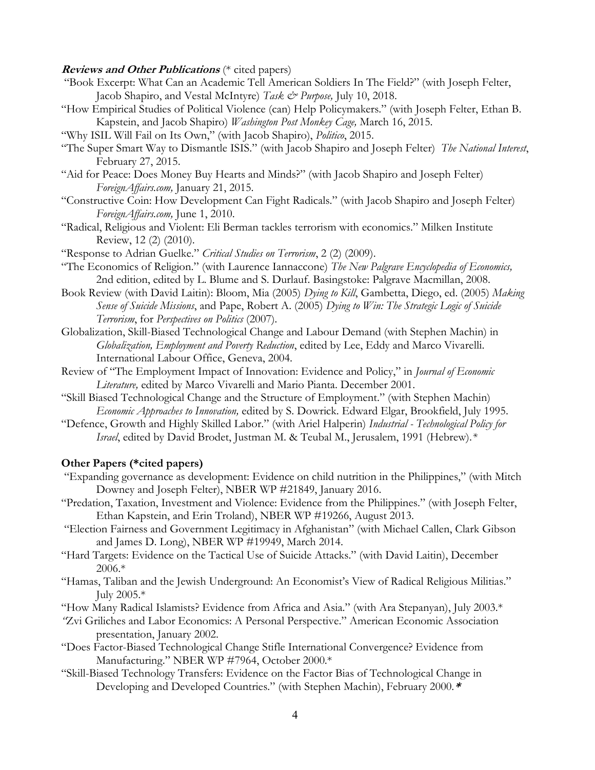***Reviews and Other Publications*** (* cited papers)

"Book Excerpt: What Can an Academic Tell American Soldiers In The Field?" (with Joseph Felter, Jacob Shapiro, and Vestal McIntyre) *Task & Purpose,* July 10, 2018.

"How Empirical Studies of Political Violence (can) Help Policymakers." (with Joseph Felter, Ethan B. Kapstein, and Jacob Shapiro) *Washington Post Monkey Cage,* March 16, 2015.

"Why ISIL Will Fail on Its Own," (with Jacob Shapiro), *Politico*, 2015.

"The Super Smart Way to Dismantle ISIS." (with Jacob Shapiro and Joseph Felter) *The National Interest*, February 27, 2015.

"Aid for Peace: Does Money Buy Hearts and Minds?" (with Jacob Shapiro and Joseph Felter) *ForeignAffairs.com,* January 21, 2015.

"Constructive Coin: How Development Can Fight Radicals." (with Jacob Shapiro and Joseph Felter) *ForeignAffairs.com,* June 1, 2010.

"Radical, Religious and Violent: Eli Berman tackles terrorism with economics." Milken Institute Review, 12 (2) (2010).

"Response to Adrian Guelke." *Critical Studies on Terrorism*, 2 (2) (2009).

"The Economics of Religion." (with Laurence Iannaccone) *The New Palgrave Encyclopedia of Economics,* 2nd edition, edited by L. Blume and S. Durlauf. Basingstoke: Palgrave Macmillan, 2008.

Book Review (with David Laitin): Bloom, Mia (2005) *Dying to Kill*, Gambetta, Diego, ed. (2005) *Making Sense of Suicide Missions*, and Pape, Robert A. (2005) *Dying to Win: The Strategic Logic of Suicide Terrorism*, for *Perspectives on Politics* (2007).

Globalization, Skill-Biased Technological Change and Labour Demand (with Stephen Machin) in *Globalization, Employment and Poverty Reduction*, edited by Lee, Eddy and Marco Vivarelli. International Labour Office, Geneva, 2004.

Review of "The Employment Impact of Innovation: Evidence and Policy," in *Journal of Economic Literature,* edited by Marco Vivarelli and Mario Pianta. December 2001.

"Skill Biased Technological Change and the Structure of Employment." (with Stephen Machin) *Economic Approaches to Innovation,* edited by S. Dowrick. Edward Elgar, Brookfield, July 1995.

"Defence, Growth and Highly Skilled Labor." (with Ariel Halperin) *Industrial - Technological Policy for Israel*, edited by David Brodet, Justman M. & Teubal M., Jerusalem, 1991 (Hebrew).*

**Other Papers (*cited papers)**

"Expanding governance as development: Evidence on child nutrition in the Philippines," (with Mitch Downey and Joseph Felter), NBER WP #21849, January 2016.

"Predation, Taxation, Investment and Violence: Evidence from the Philippines." (with Joseph Felter, Ethan Kapstein, and Erin Troland), NBER WP #19266, August 2013.

"Election Fairness and Government Legitimacy in Afghanistan" (with Michael Callen, Clark Gibson and James D. Long), NBER WP #19949, March 2014.

"Hard Targets: Evidence on the Tactical Use of Suicide Attacks." (with David Laitin), December 2006.*

"Hamas, Taliban and the Jewish Underground: An Economist's View of Radical Religious Militias." July 2005.*

"How Many Radical Islamists? Evidence from Africa and Asia." (with Ara Stepanyan), July 2003.*

"Zvi Griliches and Labor Economics: A Personal Perspective." American Economic Association presentation, January 2002.

"Does Factor-Biased Technological Change Stifle International Convergence? Evidence from Manufacturing." NBER WP #7964, October 2000.*

"Skill-Biased Technology Transfers: Evidence on the Factor Bias of Technological Change in Developing and Developed Countries." (with Stephen Machin), February 2000.*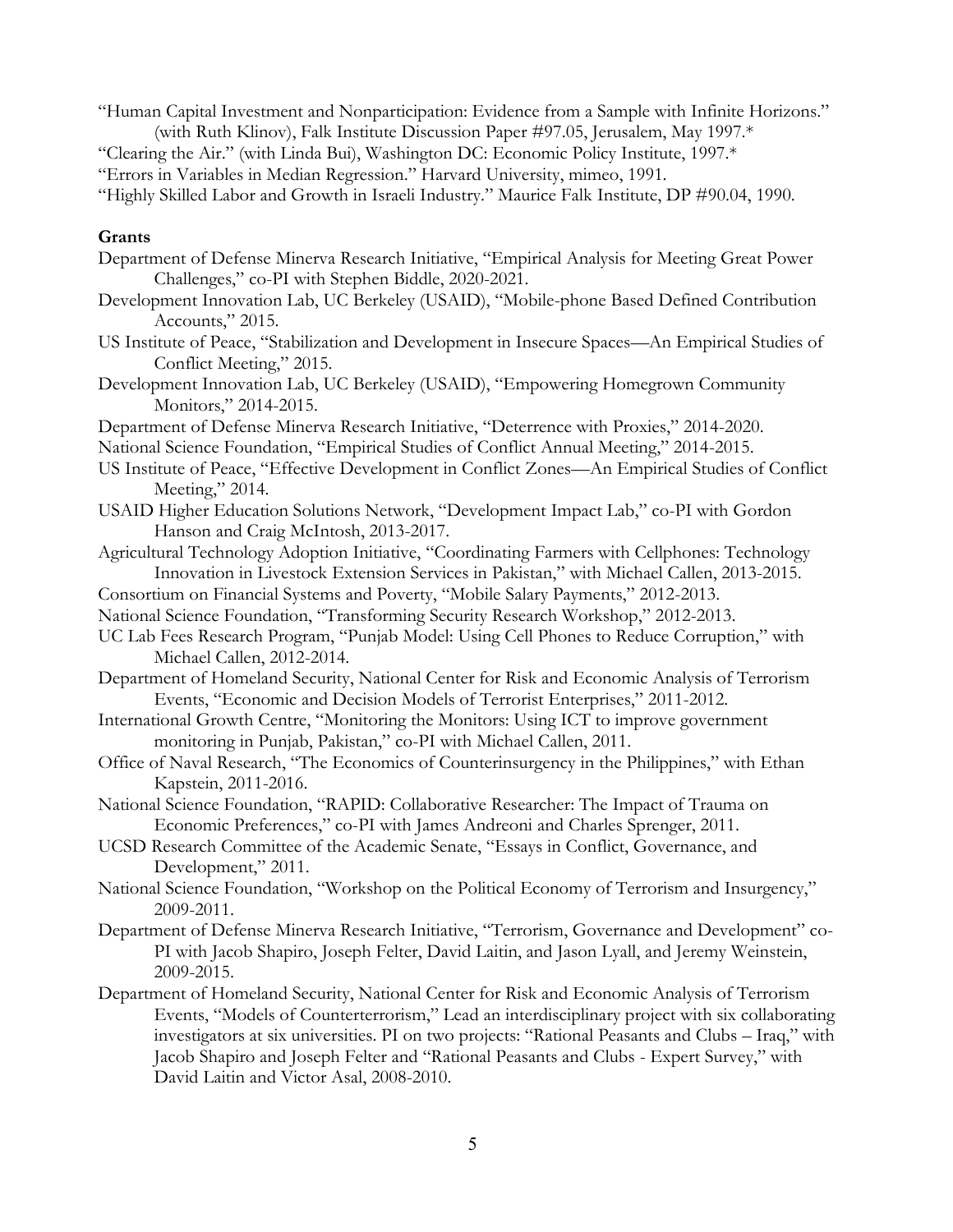"Human Capital Investment and Nonparticipation: Evidence from a Sample with Infinite Horizons." (with Ruth Klinov), Falk Institute Discussion Paper #97.05, Jerusalem, May 1997.*

"Clearing the Air." (with Linda Bui), Washington DC: Economic Policy Institute, 1997.*

"Errors in Variables in Median Regression." Harvard University, mimeo, 1991.

"Highly Skilled Labor and Growth in Israeli Industry." Maurice Falk Institute, DP #90.04, 1990.

**Grants**

Department of Defense Minerva Research Initiative, "Empirical Analysis for Meeting Great Power Challenges," co-PI with Stephen Biddle, 2020-2021.

Development Innovation Lab, UC Berkeley (USAID), "Mobile-phone Based Defined Contribution Accounts," 2015.

US Institute of Peace, "Stabilization and Development in Insecure Spaces—An Empirical Studies of Conflict Meeting," 2015.

Development Innovation Lab, UC Berkeley (USAID), "Empowering Homegrown Community Monitors," 2014-2015.

Department of Defense Minerva Research Initiative, "Deterrence with Proxies," 2014-2020.

National Science Foundation, "Empirical Studies of Conflict Annual Meeting," 2014-2015.

US Institute of Peace, "Effective Development in Conflict Zones—An Empirical Studies of Conflict Meeting," 2014.

USAID Higher Education Solutions Network, "Development Impact Lab," co-PI with Gordon Hanson and Craig McIntosh, 2013-2017.

Agricultural Technology Adoption Initiative, "Coordinating Farmers with Cellphones: Technology Innovation in Livestock Extension Services in Pakistan," with Michael Callen, 2013-2015.

Consortium on Financial Systems and Poverty, "Mobile Salary Payments," 2012-2013.

National Science Foundation, "Transforming Security Research Workshop," 2012-2013.

UC Lab Fees Research Program, "Punjab Model: Using Cell Phones to Reduce Corruption," with Michael Callen, 2012-2014.

Department of Homeland Security, National Center for Risk and Economic Analysis of Terrorism Events, "Economic and Decision Models of Terrorist Enterprises," 2011-2012.

International Growth Centre, "Monitoring the Monitors: Using ICT to improve government monitoring in Punjab, Pakistan," co-PI with Michael Callen, 2011.

Office of Naval Research, "The Economics of Counterinsurgency in the Philippines," with Ethan Kapstein, 2011-2016.

National Science Foundation, "RAPID: Collaborative Researcher: The Impact of Trauma on Economic Preferences," co-PI with James Andreoni and Charles Sprenger, 2011.

UCSD Research Committee of the Academic Senate, "Essays in Conflict, Governance, and Development," 2011.

National Science Foundation, "Workshop on the Political Economy of Terrorism and Insurgency," 2009-2011.

Department of Defense Minerva Research Initiative, "Terrorism, Governance and Development" co-PI with Jacob Shapiro, Joseph Felter, David Laitin, and Jason Lyall, and Jeremy Weinstein, 2009-2015.

Department of Homeland Security, National Center for Risk and Economic Analysis of Terrorism Events, "Models of Counterterrorism," Lead an interdisciplinary project with six collaborating investigators at six universities. PI on two projects: "Rational Peasants and Clubs – Iraq," with Jacob Shapiro and Joseph Felter and "Rational Peasants and Clubs - Expert Survey," with David Laitin and Victor Asal, 2008-2010.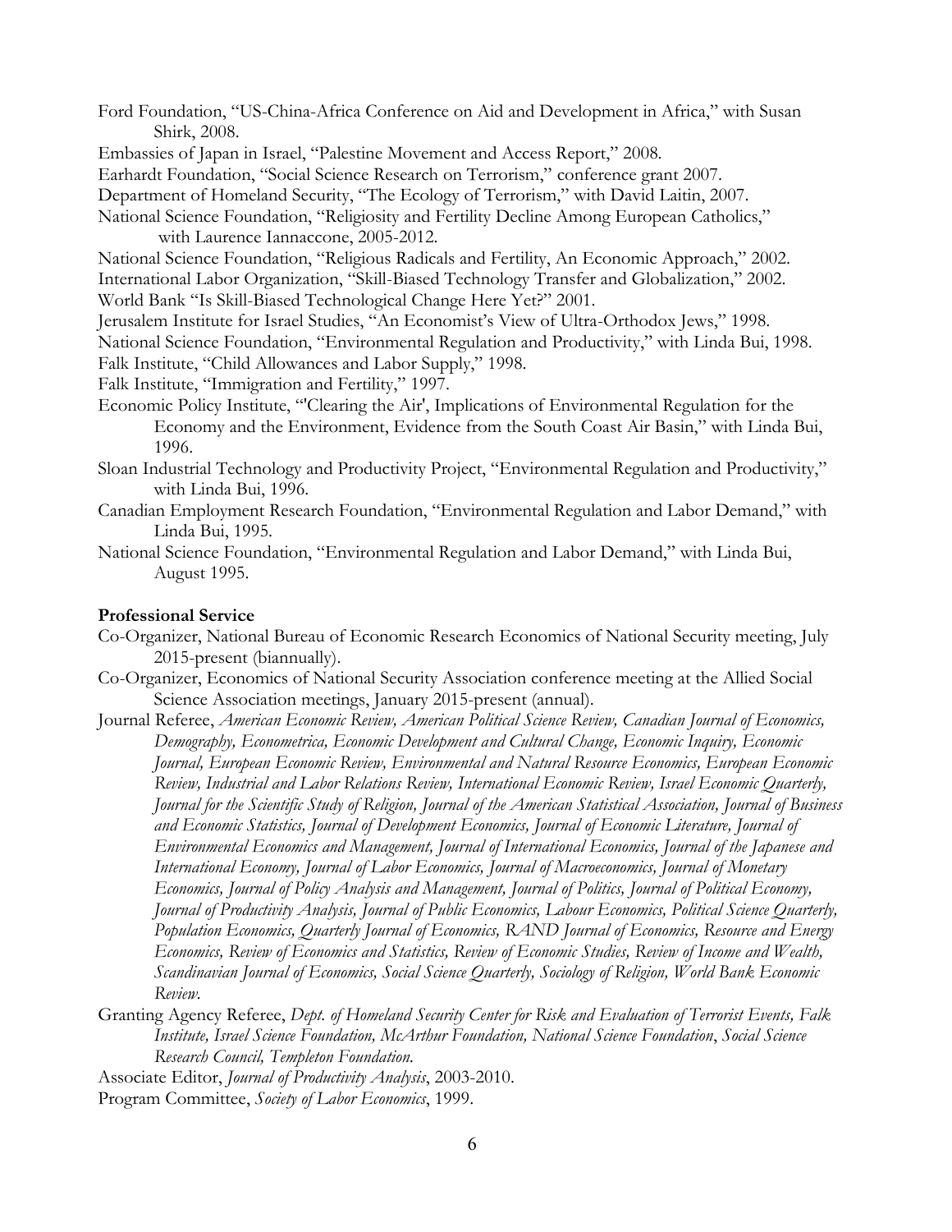Ford Foundation, "US-China-Africa Conference on Aid and Development in Africa," with Susan Shirk, 2008.

Embassies of Japan in Israel, "Palestine Movement and Access Report," 2008.

Earhardt Foundation, "Social Science Research on Terrorism," conference grant 2007.

Department of Homeland Security, "The Ecology of Terrorism," with David Laitin, 2007.

National Science Foundation, "Religiosity and Fertility Decline Among European Catholics," with Laurence Iannaccone, 2005-2012.

National Science Foundation, "Religious Radicals and Fertility, An Economic Approach," 2002.

International Labor Organization, "Skill-Biased Technology Transfer and Globalization," 2002.

World Bank "Is Skill-Biased Technological Change Here Yet?" 2001.

Jerusalem Institute for Israel Studies, "An Economist's View of Ultra-Orthodox Jews," 1998.

National Science Foundation, "Environmental Regulation and Productivity," with Linda Bui, 1998.

Falk Institute, "Child Allowances and Labor Supply," 1998.

Falk Institute, "Immigration and Fertility," 1997.

Economic Policy Institute, "'Clearing the Air', Implications of Environmental Regulation for the Economy and the Environment, Evidence from the South Coast Air Basin," with Linda Bui, 1996.

Sloan Industrial Technology and Productivity Project, "Environmental Regulation and Productivity," with Linda Bui, 1996.

Canadian Employment Research Foundation, "Environmental Regulation and Labor Demand," with Linda Bui, 1995.

National Science Foundation, "Environmental Regulation and Labor Demand," with Linda Bui, August 1995.

**Professional Service**

Co-Organizer, National Bureau of Economic Research Economics of National Security meeting, July 2015-present (biannually).

Co-Organizer, Economics of National Security Association conference meeting at the Allied Social Science Association meetings, January 2015-present (annual).

Journal Referee, *American Economic Review, American Political Science Review, Canadian Journal of Economics, Demography, Econometrica, Economic Development and Cultural Change, Economic Inquiry, Economic Journal, European Economic Review, Environmental and Natural Resource Economics, European Economic Review, Industrial and Labor Relations Review, International Economic Review, Israel Economic Quarterly, Journal for the Scientific Study of Religion, Journal of the American Statistical Association, Journal of Business and Economic Statistics, Journal of Development Economics, Journal of Economic Literature, Journal of Environmental Economics and Management, Journal of International Economics, Journal of the Japanese and International Economy, Journal of Labor Economics, Journal of Macroeconomics, Journal of Monetary Economics, Journal of Policy Analysis and Management, Journal of Politics, Journal of Political Economy, Journal of Productivity Analysis, Journal of Public Economics, Labour Economics, Political Science Quarterly, Population Economics, Quarterly Journal of Economics, RAND Journal of Economics, Resource and Energy Economics, Review of Economics and Statistics, Review of Economic Studies, Review of Income and Wealth, Scandinavian Journal of Economics, Social Science Quarterly, Sociology of Religion, World Bank Economic Review.*

Granting Agency Referee, *Dept. of Homeland Security Center for Risk and Evaluation of Terrorist Events, Falk Institute, Israel Science Foundation, McArthur Foundation, National Science Foundation*, *Social Science Research Council, Templeton Foundation.*

Associate Editor, *Journal of Productivity Analysis*, 2003-2010.

Program Committee, *Society of Labor Economics*, 1999.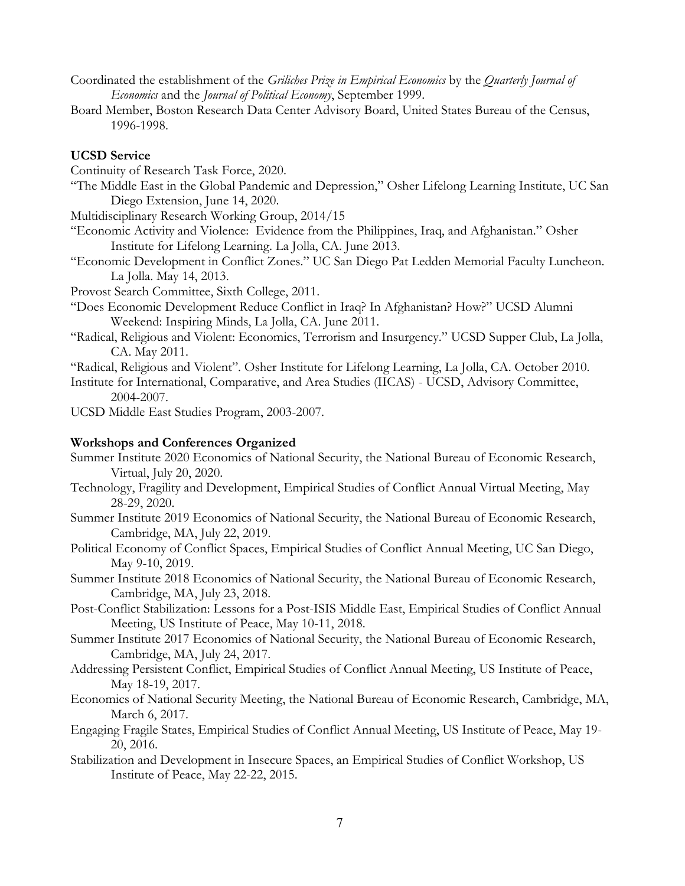Coordinated the establishment of the *Griliches Prize in Empirical Economics* by the *Quarterly Journal of Economics* and the *Journal of Political Economy*, September 1999.

Board Member, Boston Research Data Center Advisory Board, United States Bureau of the Census, 1996-1998.

**UCSD Service**

Continuity of Research Task Force, 2020.

"The Middle East in the Global Pandemic and Depression," Osher Lifelong Learning Institute, UC San Diego Extension, June 14, 2020.

Multidisciplinary Research Working Group, 2014/15

"Economic Activity and Violence: Evidence from the Philippines, Iraq, and Afghanistan." Osher Institute for Lifelong Learning. La Jolla, CA. June 2013.

"Economic Development in Conflict Zones." UC San Diego Pat Ledden Memorial Faculty Luncheon. La Jolla. May 14, 2013.

Provost Search Committee, Sixth College, 2011.

"Does Economic Development Reduce Conflict in Iraq? In Afghanistan? How?" UCSD Alumni Weekend: Inspiring Minds, La Jolla, CA. June 2011.

"Radical, Religious and Violent: Economics, Terrorism and Insurgency." UCSD Supper Club, La Jolla, CA. May 2011.

"Radical, Religious and Violent". Osher Institute for Lifelong Learning, La Jolla, CA. October 2010.

Institute for International, Comparative, and Area Studies (IICAS) - UCSD, Advisory Committee, 2004-2007.

UCSD Middle East Studies Program, 2003-2007.

**Workshops and Conferences Organized**

Summer Institute 2020 Economics of National Security, the National Bureau of Economic Research, Virtual, July 20, 2020.

Technology, Fragility and Development, Empirical Studies of Conflict Annual Virtual Meeting, May 28-29, 2020.

Summer Institute 2019 Economics of National Security, the National Bureau of Economic Research, Cambridge, MA, July 22, 2019.

Political Economy of Conflict Spaces, Empirical Studies of Conflict Annual Meeting, UC San Diego, May 9-10, 2019.

Summer Institute 2018 Economics of National Security, the National Bureau of Economic Research, Cambridge, MA, July 23, 2018.

Post-Conflict Stabilization: Lessons for a Post-ISIS Middle East, Empirical Studies of Conflict Annual Meeting, US Institute of Peace, May 10-11, 2018.

Summer Institute 2017 Economics of National Security, the National Bureau of Economic Research, Cambridge, MA, July 24, 2017.

Addressing Persistent Conflict, Empirical Studies of Conflict Annual Meeting, US Institute of Peace, May 18-19, 2017.

Economics of National Security Meeting, the National Bureau of Economic Research, Cambridge, MA, March 6, 2017.

Engaging Fragile States, Empirical Studies of Conflict Annual Meeting, US Institute of Peace, May 19-20, 2016.

Stabilization and Development in Insecure Spaces, an Empirical Studies of Conflict Workshop, US Institute of Peace, May 22-22, 2015.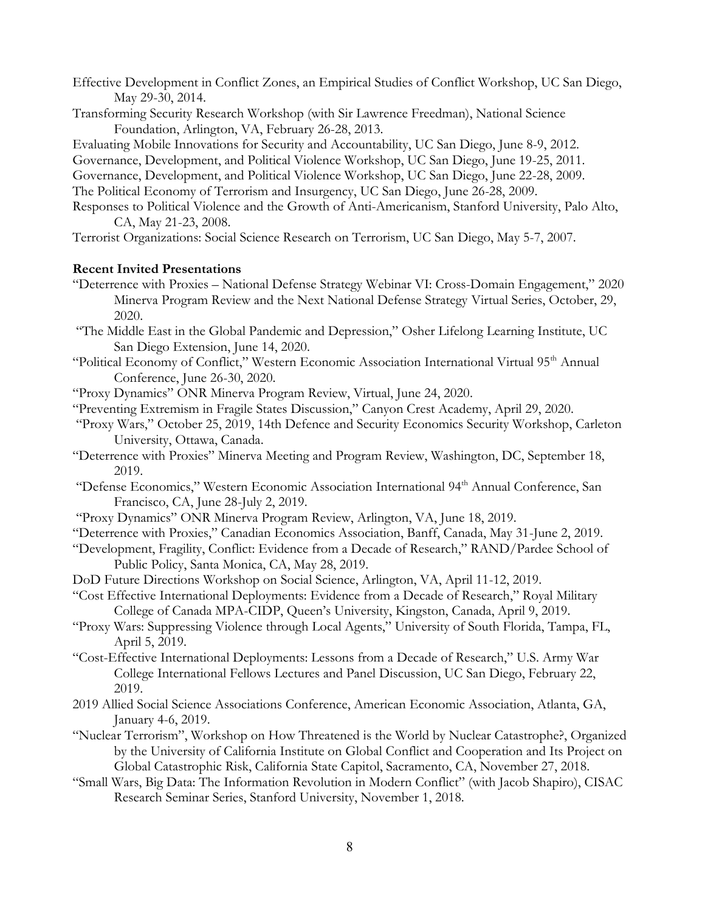Effective Development in Conflict Zones, an Empirical Studies of Conflict Workshop, UC San Diego, May 29-30, 2014.

Transforming Security Research Workshop (with Sir Lawrence Freedman), National Science Foundation, Arlington, VA, February 26-28, 2013.

Evaluating Mobile Innovations for Security and Accountability, UC San Diego, June 8-9, 2012.

Governance, Development, and Political Violence Workshop, UC San Diego, June 19-25, 2011.

Governance, Development, and Political Violence Workshop, UC San Diego, June 22-28, 2009.

The Political Economy of Terrorism and Insurgency, UC San Diego, June 26-28, 2009.

Responses to Political Violence and the Growth of Anti-Americanism, Stanford University, Palo Alto, CA, May 21-23, 2008.

Terrorist Organizations: Social Science Research on Terrorism, UC San Diego, May 5-7, 2007.

**Recent Invited Presentations**

"Deterrence with Proxies – National Defense Strategy Webinar VI: Cross-Domain Engagement," 2020 Minerva Program Review and the Next National Defense Strategy Virtual Series, October, 29, 2020.

"The Middle East in the Global Pandemic and Depression," Osher Lifelong Learning Institute, UC San Diego Extension, June 14, 2020.

"Political Economy of Conflict," Western Economic Association International Virtual 95th Annual Conference, June 26-30, 2020.

"Proxy Dynamics" ONR Minerva Program Review, Virtual, June 24, 2020.

"Preventing Extremism in Fragile States Discussion," Canyon Crest Academy, April 29, 2020.

"Proxy Wars," October 25, 2019, 14th Defence and Security Economics Security Workshop, Carleton University, Ottawa, Canada.

"Deterrence with Proxies" Minerva Meeting and Program Review, Washington, DC, September 18, 2019.

"Defense Economics," Western Economic Association International 94th Annual Conference, San Francisco, CA, June 28-July 2, 2019.

"Proxy Dynamics" ONR Minerva Program Review, Arlington, VA, June 18, 2019.

"Deterrence with Proxies," Canadian Economics Association, Banff, Canada, May 31-June 2, 2019.

"Development, Fragility, Conflict: Evidence from a Decade of Research," RAND/Pardee School of Public Policy, Santa Monica, CA, May 28, 2019.

DoD Future Directions Workshop on Social Science, Arlington, VA, April 11-12, 2019.

"Cost Effective International Deployments: Evidence from a Decade of Research," Royal Military College of Canada MPA-CIDP, Queen's University, Kingston, Canada, April 9, 2019.

"Proxy Wars: Suppressing Violence through Local Agents," University of South Florida, Tampa, FL, April 5, 2019.

"Cost-Effective International Deployments: Lessons from a Decade of Research," U.S. Army War College International Fellows Lectures and Panel Discussion, UC San Diego, February 22, 2019.

2019 Allied Social Science Associations Conference, American Economic Association, Atlanta, GA, January 4-6, 2019.

"Nuclear Terrorism", Workshop on How Threatened is the World by Nuclear Catastrophe?, Organized by the University of California Institute on Global Conflict and Cooperation and Its Project on Global Catastrophic Risk, California State Capitol, Sacramento, CA, November 27, 2018.

"Small Wars, Big Data: The Information Revolution in Modern Conflict" (with Jacob Shapiro), CISAC Research Seminar Series, Stanford University, November 1, 2018.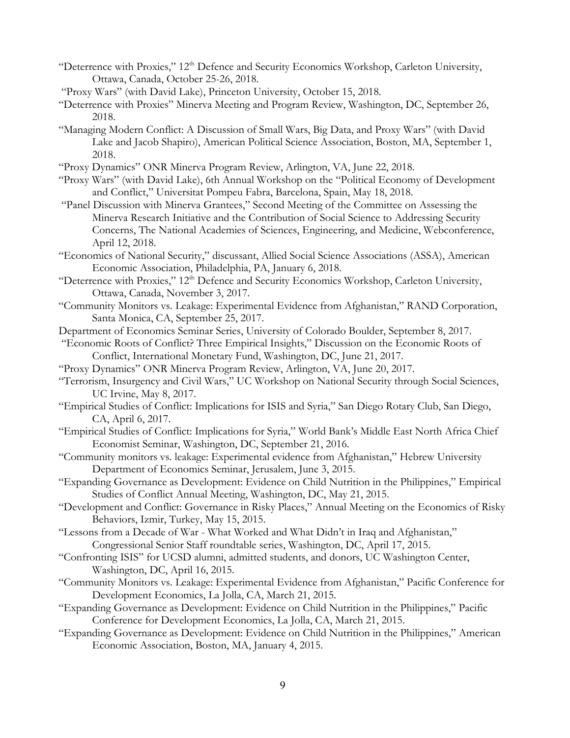"Deterrence with Proxies," 12th Defence and Security Economics Workshop, Carleton University, Ottawa, Canada, October 25-26, 2018.

"Proxy Wars" (with David Lake), Princeton University, October 15, 2018.

"Deterrence with Proxies" Minerva Meeting and Program Review, Washington, DC, September 26, 2018.

"Managing Modern Conflict: A Discussion of Small Wars, Big Data, and Proxy Wars" (with David Lake and Jacob Shapiro), American Political Science Association, Boston, MA, September 1, 2018.

"Proxy Dynamics" ONR Minerva Program Review, Arlington, VA, June 22, 2018.

"Proxy Wars" (with David Lake), 6th Annual Workshop on the "Political Economy of Development and Conflict," Universitat Pompeu Fabra, Barcelona, Spain, May 18, 2018.

"Panel Discussion with Minerva Grantees," Second Meeting of the Committee on Assessing the Minerva Research Initiative and the Contribution of Social Science to Addressing Security Concerns, The National Academies of Sciences, Engineering, and Medicine, Webconference, April 12, 2018.

"Economics of National Security," discussant, Allied Social Science Associations (ASSA), American Economic Association, Philadelphia, PA, January 6, 2018.

"Deterrence with Proxies," 12th Defence and Security Economics Workshop, Carleton University, Ottawa, Canada, November 3, 2017.

"Community Monitors vs. Leakage: Experimental Evidence from Afghanistan," RAND Corporation, Santa Monica, CA, September 25, 2017.

Department of Economics Seminar Series, University of Colorado Boulder, September 8, 2017.

"Economic Roots of Conflict? Three Empirical Insights," Discussion on the Economic Roots of Conflict, International Monetary Fund, Washington, DC, June 21, 2017.

"Proxy Dynamics" ONR Minerva Program Review, Arlington, VA, June 20, 2017.

"Terrorism, Insurgency and Civil Wars," UC Workshop on National Security through Social Sciences, UC Irvine, May 8, 2017.

"Empirical Studies of Conflict: Implications for ISIS and Syria," San Diego Rotary Club, San Diego, CA, April 6, 2017.

"Empirical Studies of Conflict: Implications for Syria," World Bank's Middle East North Africa Chief Economist Seminar, Washington, DC, September 21, 2016.

"Community monitors vs. leakage: Experimental evidence from Afghanistan," Hebrew University Department of Economics Seminar, Jerusalem, June 3, 2015.

"Expanding Governance as Development: Evidence on Child Nutrition in the Philippines," Empirical Studies of Conflict Annual Meeting, Washington, DC, May 21, 2015.

"Development and Conflict: Governance in Risky Places," Annual Meeting on the Economics of Risky Behaviors, Izmir, Turkey, May 15, 2015.

"Lessons from a Decade of War - What Worked and What Didn't in Iraq and Afghanistan," Congressional Senior Staff roundtable series, Washington, DC, April 17, 2015.

"Confronting ISIS" for UCSD alumni, admitted students, and donors, UC Washington Center, Washington, DC, April 16, 2015.

"Community Monitors vs. Leakage: Experimental Evidence from Afghanistan," Pacific Conference for Development Economics, La Jolla, CA, March 21, 2015.

"Expanding Governance as Development: Evidence on Child Nutrition in the Philippines," Pacific Conference for Development Economics, La Jolla, CA, March 21, 2015.

"Expanding Governance as Development: Evidence on Child Nutrition in the Philippines," American Economic Association, Boston, MA, January 4, 2015.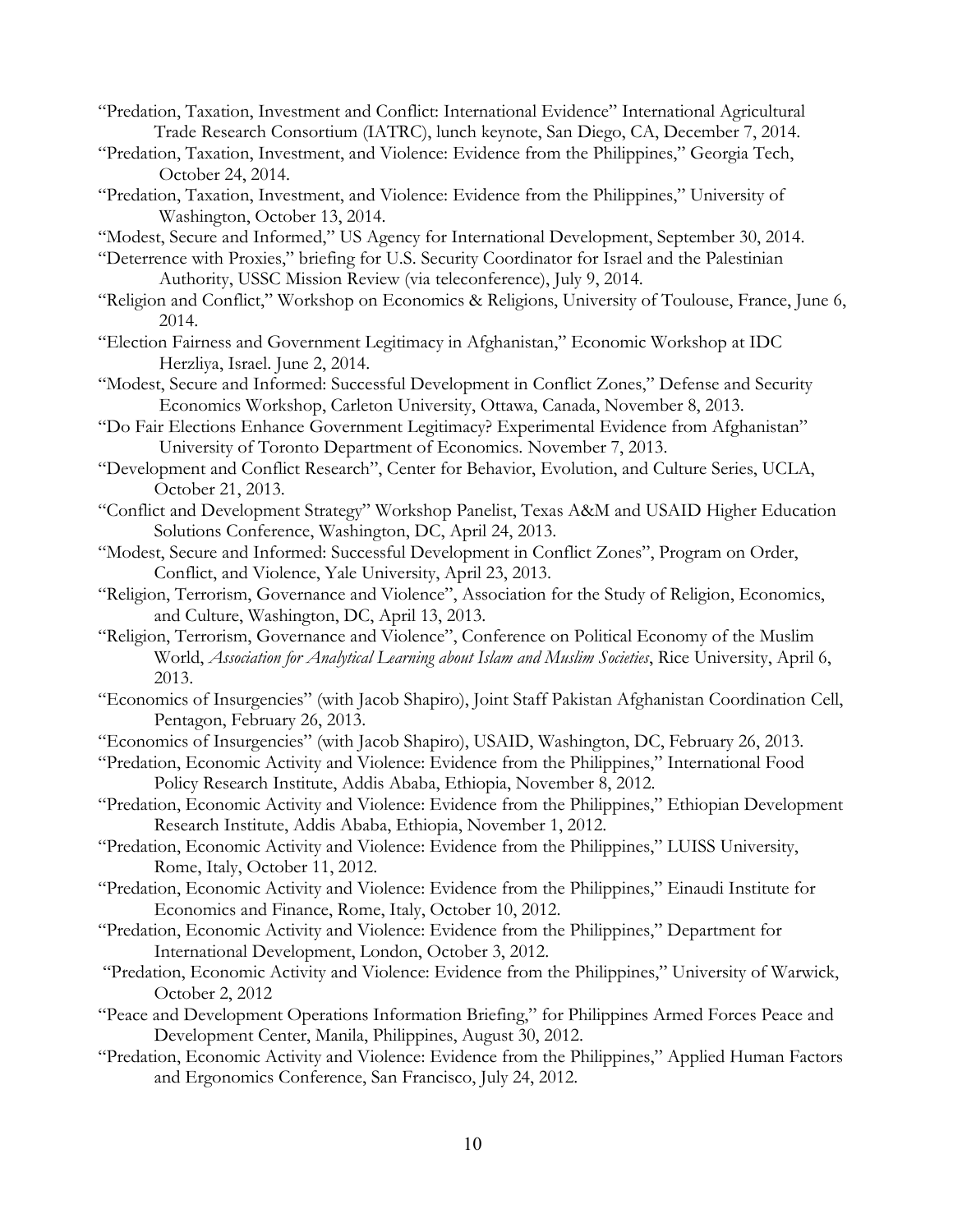"Predation, Taxation, Investment and Conflict: International Evidence" International Agricultural Trade Research Consortium (IATRC), lunch keynote, San Diego, CA, December 7, 2014.

"Predation, Taxation, Investment, and Violence: Evidence from the Philippines," Georgia Tech, October 24, 2014.

"Predation, Taxation, Investment, and Violence: Evidence from the Philippines," University of Washington, October 13, 2014.

"Modest, Secure and Informed," US Agency for International Development, September 30, 2014.

"Deterrence with Proxies," briefing for U.S. Security Coordinator for Israel and the Palestinian Authority, USSC Mission Review (via teleconference), July 9, 2014.

"Religion and Conflict," Workshop on Economics & Religions, University of Toulouse, France, June 6, 2014.

"Election Fairness and Government Legitimacy in Afghanistan," Economic Workshop at IDC Herzliya, Israel. June 2, 2014.

"Modest, Secure and Informed: Successful Development in Conflict Zones," Defense and Security Economics Workshop, Carleton University, Ottawa, Canada, November 8, 2013.

"Do Fair Elections Enhance Government Legitimacy? Experimental Evidence from Afghanistan" University of Toronto Department of Economics. November 7, 2013.

"Development and Conflict Research", Center for Behavior, Evolution, and Culture Series, UCLA, October 21, 2013.

"Conflict and Development Strategy" Workshop Panelist, Texas A&M and USAID Higher Education Solutions Conference, Washington, DC, April 24, 2013.

"Modest, Secure and Informed: Successful Development in Conflict Zones", Program on Order, Conflict, and Violence, Yale University, April 23, 2013.

"Religion, Terrorism, Governance and Violence", Association for the Study of Religion, Economics, and Culture, Washington, DC, April 13, 2013.

"Religion, Terrorism, Governance and Violence", Conference on Political Economy of the Muslim World, *Association for Analytical Learning about Islam and Muslim Societies*, Rice University, April 6, 2013.

"Economics of Insurgencies" (with Jacob Shapiro), Joint Staff Pakistan Afghanistan Coordination Cell, Pentagon, February 26, 2013.

"Economics of Insurgencies" (with Jacob Shapiro), USAID, Washington, DC, February 26, 2013.

"Predation, Economic Activity and Violence: Evidence from the Philippines," International Food Policy Research Institute, Addis Ababa, Ethiopia, November 8, 2012.

"Predation, Economic Activity and Violence: Evidence from the Philippines," Ethiopian Development Research Institute, Addis Ababa, Ethiopia, November 1, 2012.

"Predation, Economic Activity and Violence: Evidence from the Philippines," LUISS University, Rome, Italy, October 11, 2012.

"Predation, Economic Activity and Violence: Evidence from the Philippines," Einaudi Institute for Economics and Finance, Rome, Italy, October 10, 2012.

"Predation, Economic Activity and Violence: Evidence from the Philippines," Department for International Development, London, October 3, 2012.

"Predation, Economic Activity and Violence: Evidence from the Philippines," University of Warwick, October 2, 2012

"Peace and Development Operations Information Briefing," for Philippines Armed Forces Peace and Development Center, Manila, Philippines, August 30, 2012.

"Predation, Economic Activity and Violence: Evidence from the Philippines," Applied Human Factors and Ergonomics Conference, San Francisco, July 24, 2012.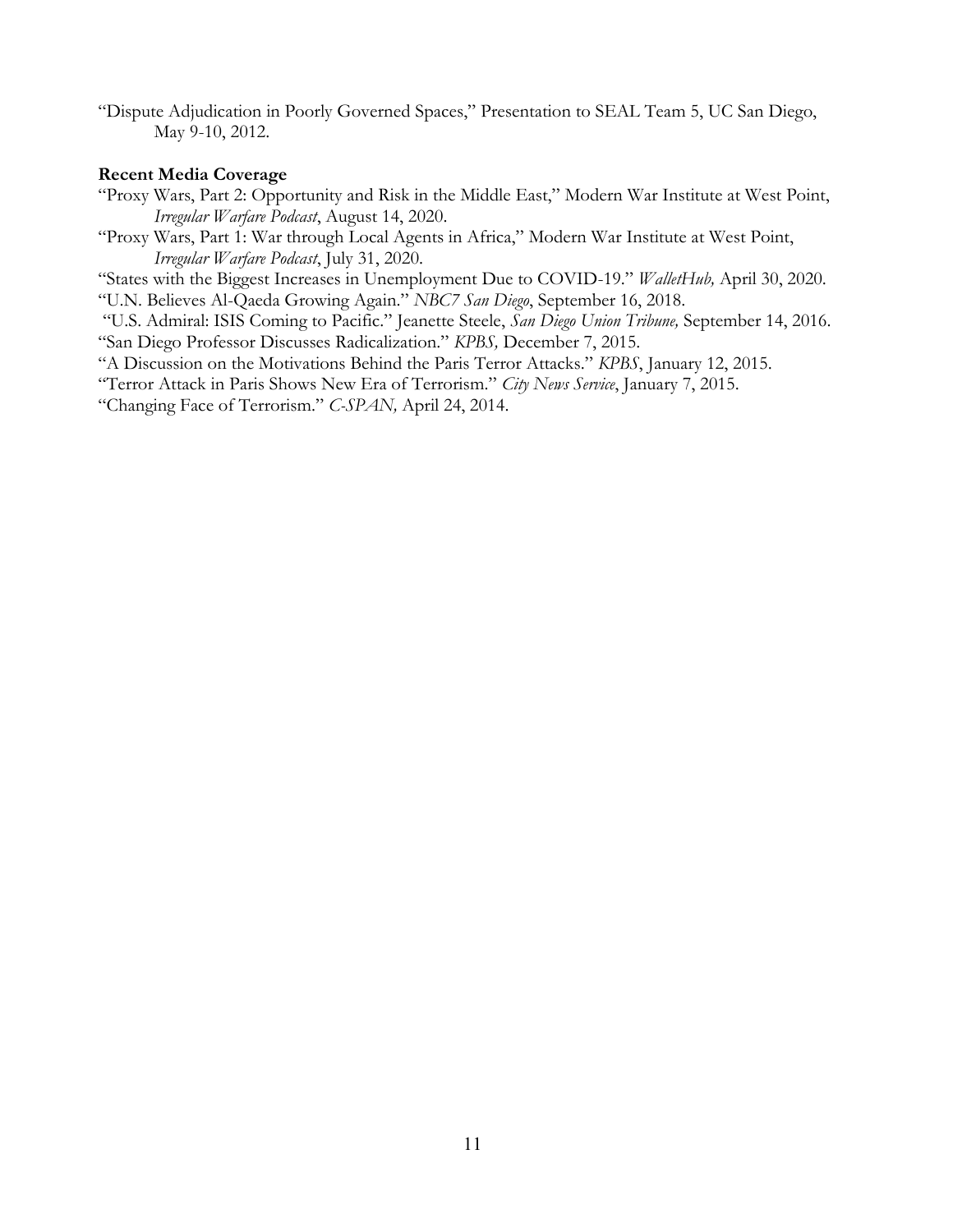"Dispute Adjudication in Poorly Governed Spaces," Presentation to SEAL Team 5, UC San Diego, May 9-10, 2012.

**Recent Media Coverage**

"Proxy Wars, Part 2: Opportunity and Risk in the Middle East," Modern War Institute at West Point, *Irregular Warfare Podcast*, August 14, 2020.

"Proxy Wars, Part 1: War through Local Agents in Africa," Modern War Institute at West Point, *Irregular Warfare Podcast*, July 31, 2020.

"States with the Biggest Increases in Unemployment Due to COVID-19." *WalletHub,* April 30, 2020.

"U.N. Believes Al-Qaeda Growing Again." *NBC7 San Diego*, September 16, 2018.

"U.S. Admiral: ISIS Coming to Pacific." Jeanette Steele, *San Diego Union Tribune,* September 14, 2016.

"San Diego Professor Discusses Radicalization." *KPBS,* December 7, 2015.

"A Discussion on the Motivations Behind the Paris Terror Attacks." *KPBS*, January 12, 2015.

"Terror Attack in Paris Shows New Era of Terrorism." *City News Service*, January 7, 2015.

"Changing Face of Terrorism." *C-SPAN,* April 24, 2014.